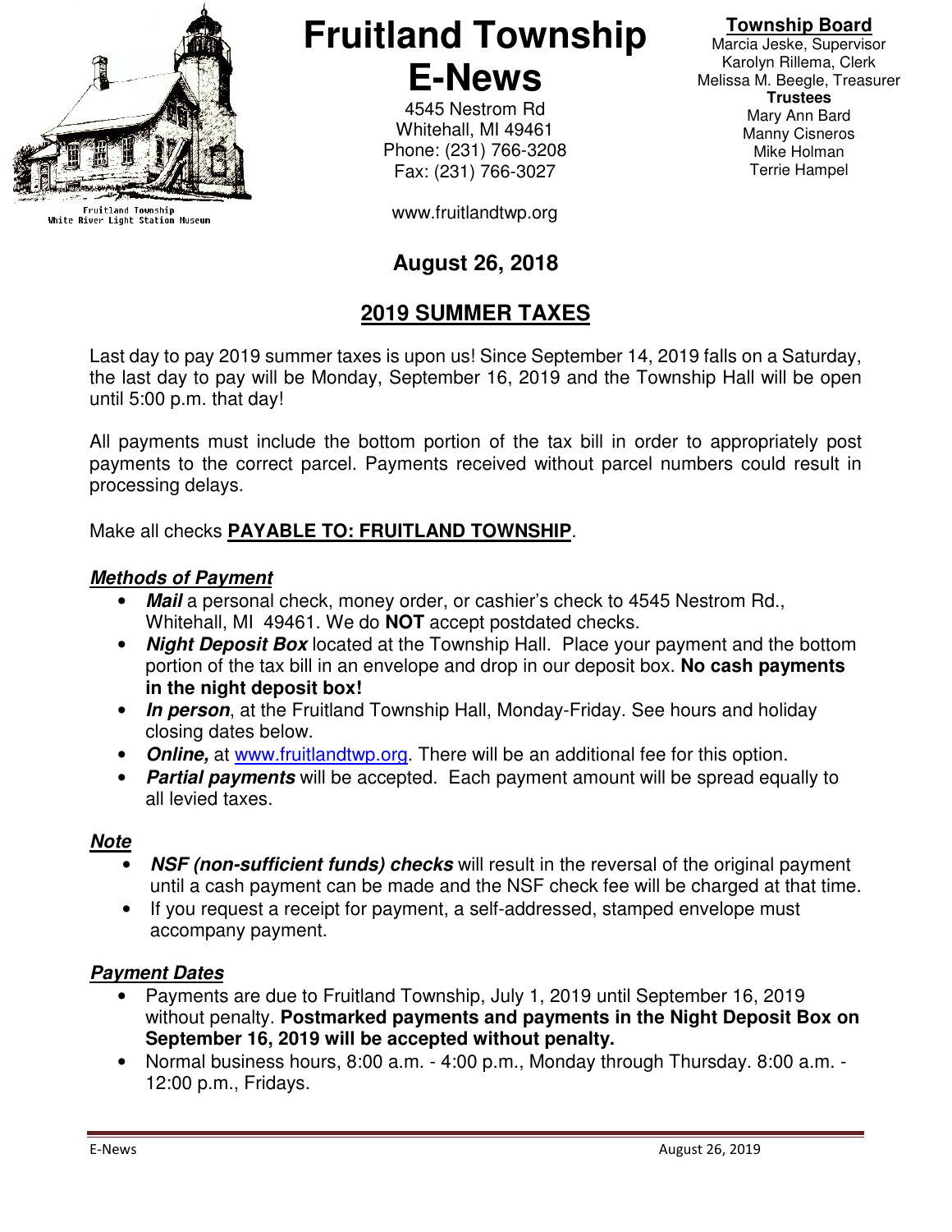# Fruitland Township E-News

Fruitland Township
White River Light Station Museum

4545 Nestrom Rd
Whitehall, MI 49461
Phone: (231) 766-3208
Fax: (231) 766-3027

www.fruitlandtwp.org

**Township Board**
Marcia Jeske, Supervisor
Karolyn Rillema, Clerk
Melissa M. Beegle, Treasurer

**Trustees**
Mary Ann Bard
Manny Cisneros
Mike Holman
Terrie Hampel

**August 26, 2018**

## 2019 SUMMER TAXES

Last day to pay 2019 summer taxes is upon us! Since September 14, 2019 falls on a Saturday, the last day to pay will be Monday, September 16, 2019 and the Township Hall will be open until 5:00 p.m. that day!

All payments must include the bottom portion of the tax bill in order to appropriately post payments to the correct parcel. Payments received without parcel numbers could result in processing delays.

Make all checks **PAYABLE TO: FRUITLAND TOWNSHIP**.

### *Methods of Payment*

- ***Mail*** a personal check, money order, or cashier's check to 4545 Nestrom Rd., Whitehall, MI 49461. We do **NOT** accept postdated checks.
- ***Night Deposit Box*** located at the Township Hall. Place your payment and the bottom portion of the tax bill in an envelope and drop in our deposit box. **No cash payments in the night deposit box!**
- ***In person***, at the Fruitland Township Hall, Monday-Friday. See hours and holiday closing dates below.
- ***Online,*** at www.fruitlandtwp.org. There will be an additional fee for this option.
- ***Partial payments*** will be accepted. Each payment amount will be spread equally to all levied taxes.

### *Note*

- ***NSF (non-sufficient funds) checks*** will result in the reversal of the original payment until a cash payment can be made and the NSF check fee will be charged at that time.
- If you request a receipt for payment, a self-addressed, stamped envelope must accompany payment.

### *Payment Dates*

- Payments are due to Fruitland Township, July 1, 2019 until September 16, 2019 without penalty. **Postmarked payments and payments in the Night Deposit Box on September 16, 2019 will be accepted without penalty.**
- Normal business hours, 8:00 a.m. - 4:00 p.m., Monday through Thursday. 8:00 a.m. - 12:00 p.m., Fridays.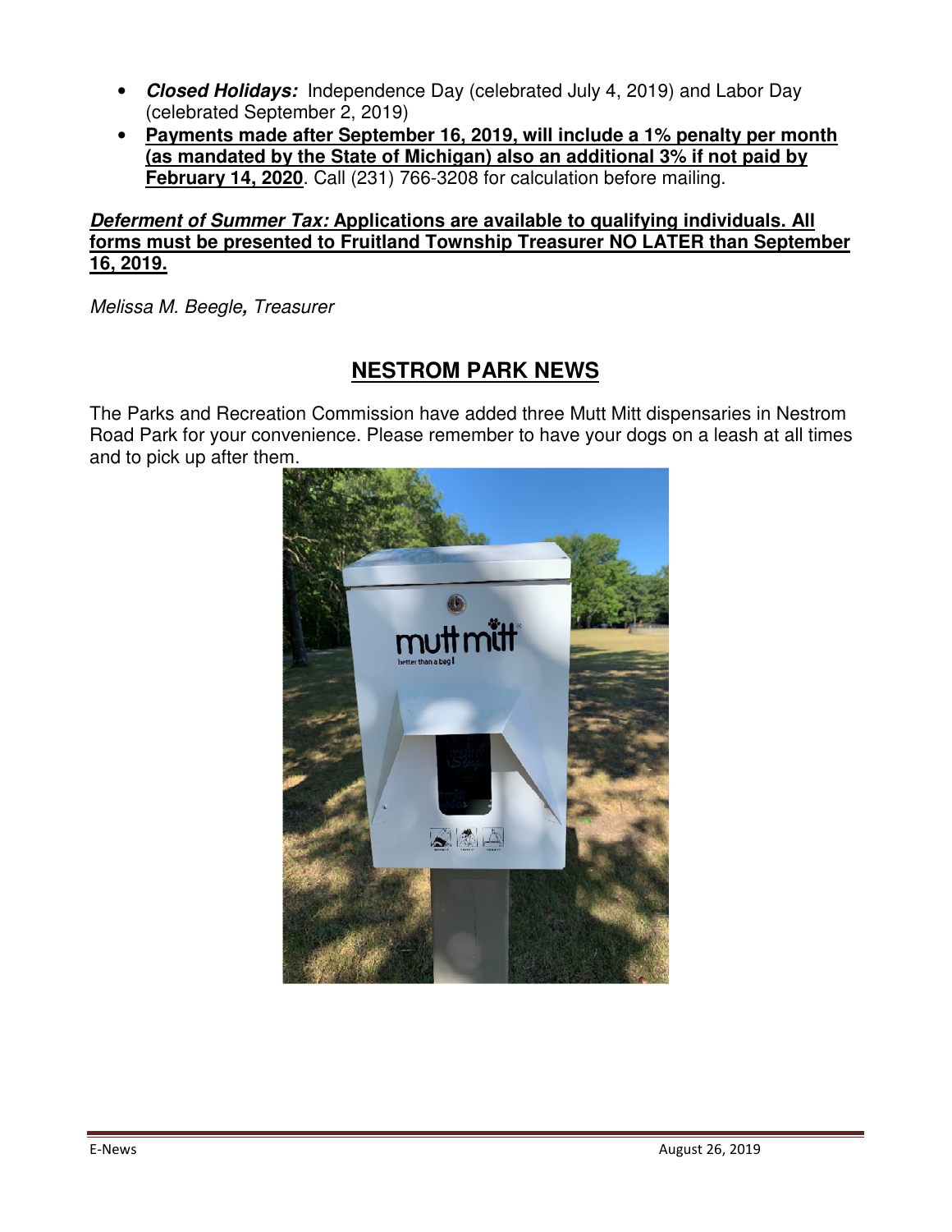- ***Closed Holidays:*** Independence Day (celebrated July 4, 2019) and Labor Day (celebrated September 2, 2019)
- **Payments made after September 16, 2019, will include a 1% penalty per month (as mandated by the State of Michigan) also an additional 3% if not paid by February 14, 2020**. Call (231) 766-3208 for calculation before mailing.

***Deferment of Summer Tax:* Applications are available to qualifying individuals. All forms must be presented to Fruitland Township Treasurer NO LATER than September 16, 2019.**

*Melissa M. Beegle, Treasurer*

## NESTROM PARK NEWS

The Parks and Recreation Commission have added three Mutt Mitt dispensaries in Nestrom Road Park for your convenience. Please remember to have your dogs on a leash at all times and to pick up after them.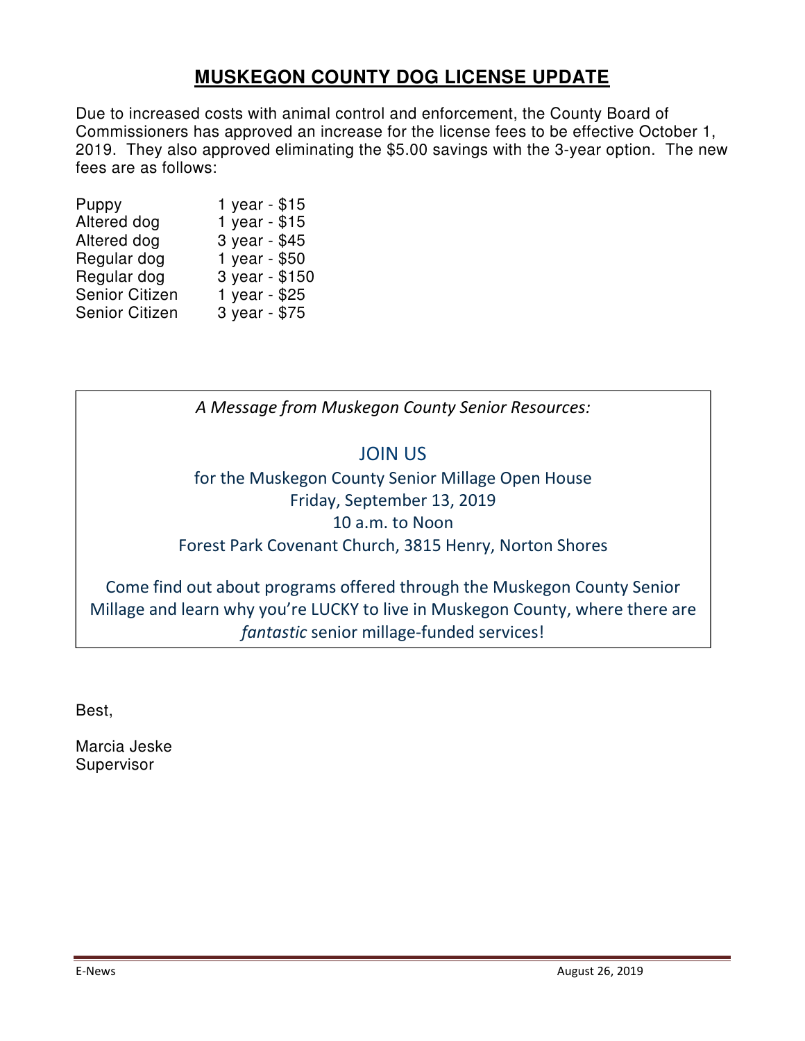## MUSKEGON COUNTY DOG LICENSE UPDATE

Due to increased costs with animal control and enforcement, the County Board of Commissioners has approved an increase for the license fees to be effective October 1, 2019. They also approved eliminating the $5.00 savings with the 3-year option. The new fees are as follows:

| | |
|---|---|
| Puppy | 1 year - $15 |
| Altered dog | 1 year - $15 |
| Altered dog | 3 year - $45 |
| Regular dog | 1 year - $50 |
| Regular dog | 3 year - $150 |
| Senior Citizen | 1 year - $25 |
| Senior Citizen | 3 year - $75 |

*A Message from Muskegon County Senior Resources:*

JOIN US

for the Muskegon County Senior Millage Open House
Friday, September 13, 2019
10 a.m. to Noon
Forest Park Covenant Church, 3815 Henry, Norton Shores

Come find out about programs offered through the Muskegon County Senior Millage and learn why you're LUCKY to live in Muskegon County, where there are *fantastic* senior millage-funded services!

Best,

Marcia Jeske
Supervisor